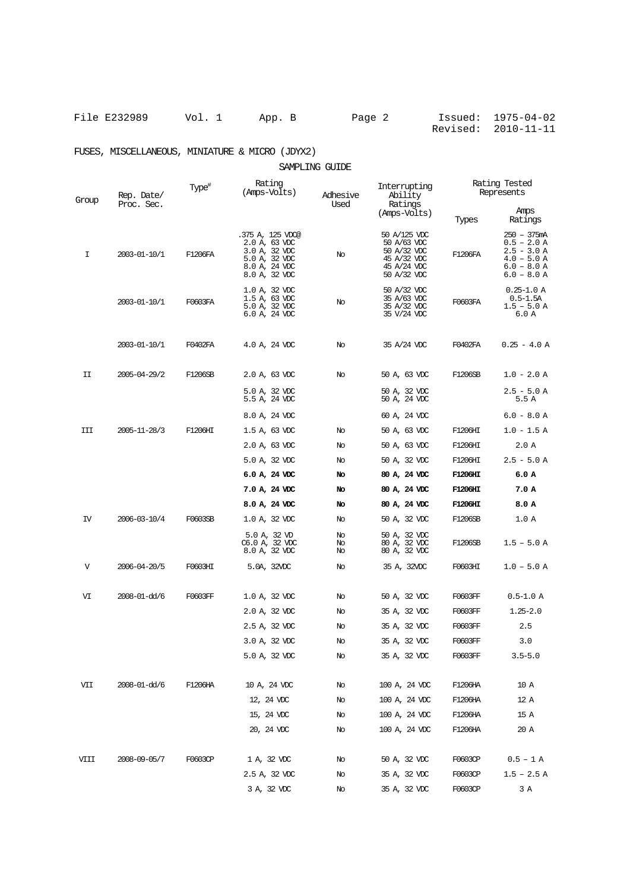File E232989 Vol. 1 App. B Issued: 1975-04-02
Revised: 2010-11-11

FUSES, MISCELLANEOUS, MINIATURE & MICRO (JDYX2)

SAMPLING GUIDE

| Group | Rep. Date/ Proc. Sec. | Type# | Rating (Amps-Volts) | Adhesive Used | Interrupting Ability Ratings (Amps-Volts) | Rating Tested Represents | |
|---|---|---|---|---|---|---|---|
| | | | | | | Types | Amps Ratings |
| I | 2003-01-10/1 | F1206FA | .375 A, 125 VDC@<br>2.0 A, 63 VDC<br>3.0 A, 32 VDC<br>5.0 A, 32 VDC<br>8.0 A, 24 VDC<br>8.0 A, 32 VDC | No | 50 A/125 VDC<br>50 A/63 VDC<br>50 A/32 VDC<br>45 A/32 VDC<br>45 A/24 VDC<br>50 A/32 VDC | F1206FA | 250 – 375mA<br>0.5 – 2.0 A<br>2.5 - 3.0 A<br>4.0 – 5.0 A<br>6.0 – 8.0 A<br>6.0 – 8.0 A |
| | 2003-01-10/1 | F0603FA | 1.0 A, 32 VDC<br>1.5 A, 63 VDC<br>5.0 A, 32 VDC<br>6.0 A, 24 VDC | No | 50 A/32 VDC<br>35 A/63 VDC<br>35 A/32 VDC<br>35 V/24 VDC | F0603FA | 0.25-1.0 A<br>0.5-1.5A<br>1.5 – 5.0 A<br>6.0 A |
| | 2003-01-10/1 | F0402FA | 4.0 A, 24 VDC | No | 35 A/24 VDC | F0402FA | 0.25 - 4.0 A |
| II | 2005-04-29/2 | F1206SB | 2.0 A, 63 VDC | No | 50 A, 63 VDC | F1206SB | 1.0 - 2.0 A |
| | | | 5.0 A, 32 VDC<br>5.5 A, 24 VDC | | 50 A, 32 VDC<br>50 A, 24 VDC | | 2.5 - 5.0 A<br>5.5 A |
| | | | 8.0 A, 24 VDC | | 60 A, 24 VDC | | 6.0 - 8.0 A |
| III | 2005-11-28/3 | F1206HI | 1.5 A, 63 VDC | No | 50 A, 63 VDC | F1206HI | 1.0 - 1.5 A |
| | | | 2.0 A, 63 VDC | No | 50 A, 63 VDC | F1206HI | 2.0 A |
| | | | 5.0 A, 32 VDC | No | 50 A, 32 VDC | F1206HI | 2.5 - 5.0 A |
| | | | **6.0 A, 24 VDC** | **No** | **80 A, 24 VDC** | **F1206HI** | **6.0 A** |
| | | | **7.0 A, 24 VDC** | **No** | **80 A, 24 VDC** | **F1206HI** | **7.0 A** |
| | | | **8.0 A, 24 VDC** | **No** | **80 A, 24 VDC** | **F1206HI** | **8.0 A** |
| IV | 2006-03-10/4 | F0603SB | 1.0 A, 32 VDC | No | 50 A, 32 VDC | F1206SB | 1.0 A |
| | | | 5.0 A, 32 VD<br>C6.0 A, 32 VDC<br>8.0 A, 32 VDC | No<br>No<br>No | 50 A, 32 VDC<br>80 A, 32 VDC<br>80 A, 32 VDC | F1206SB | 1.5 – 5.0 A |
| V | 2006-04-20/5 | F0603HI | 5.0A, 32VDC | No | 35 A, 32VDC | F0603HI | 1.0 – 5.0 A |
| VI | 2008-01-dd/6 | F0603FF | 1.0 A, 32 VDC | No | 50 A, 32 VDC | F0603FF | 0.5-1.0 A |
| | | | 2.0 A, 32 VDC | No | 35 A, 32 VDC | F0603FF | 1.25-2.0 |
| | | | 2.5 A, 32 VDC | No | 35 A, 32 VDC | F0603FF | 2.5 |
| | | | 3.0 A, 32 VDC | No | 35 A, 32 VDC | F0603FF | 3.0 |
| | | | 5.0 A, 32 VDC | No | 35 A, 32 VDC | F0603FF | 3.5-5.0 |
| VII | 2008-01-dd/6 | F1206HA | 10 A, 24 VDC | No | 100 A, 24 VDC | F1206HA | 10 A |
| | | | 12, 24 VDC | No | 100 A, 24 VDC | F1206HA | 12 A |
| | | | 15, 24 VDC | No | 100 A, 24 VDC | F1206HA | 15 A |
| | | | 20, 24 VDC | No | 100 A, 24 VDC | F1206HA | 20 A |
| VIII | 2008-09-05/7 | F0603CP | 1 A, 32 VDC | No | 50 A, 32 VDC | F0603CP | 0.5 – 1 A |
| | | | 2.5 A, 32 VDC | No | 35 A, 32 VDC | F0603CP | 1.5 – 2.5 A |
| | | | 3 A, 32 VDC | No | 35 A, 32 VDC | F0603CP | 3 A |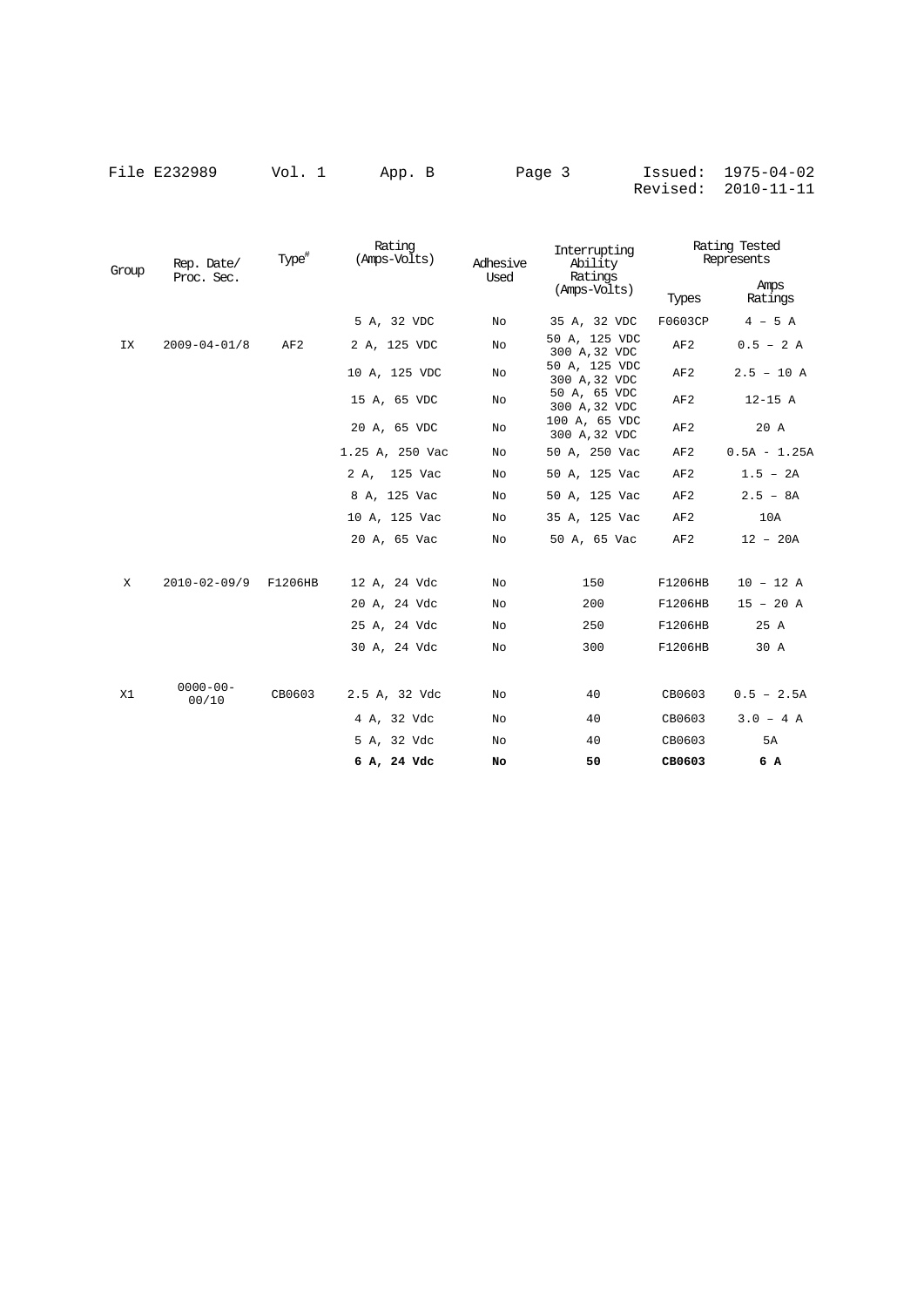| Group | Rep. Date/ Proc. Sec. | Type# | Rating (Amps-Volts) | Adhesive Used | Interrupting Ability Ratings (Amps-Volts) | Rating Tested Represents | |
|---|---|---|---|---|---|---|---|
| | | | | | | Types | Amps Ratings |
| | | | 5 A, 32 VDC | No | 35 A, 32 VDC | F0603CP | 4 – 5 A |
| IX | 2009-04-01/8 | AF2 | 2 A, 125 VDC | No | 50 A, 125 VDC 300 A,32 VDC | AF2 | 0.5 – 2 A |
| | | | 10 A, 125 VDC | No | 50 A, 125 VDC 300 A,32 VDC | AF2 | 2.5 – 10 A |
| | | | 15 A, 65 VDC | No | 50 A, 65 VDC 300 A,32 VDC | AF2 | 12-15 A |
| | | | 20 A, 65 VDC | No | 100 A, 65 VDC 300 A,32 VDC | AF2 | 20 A |
| | | | 1.25 A, 250 Vac | No | 50 A, 250 Vac | AF2 | 0.5A - 1.25A |
| | | | 2 A, 125 Vac | No | 50 A, 125 Vac | AF2 | 1.5 – 2A |
| | | | 8 A, 125 Vac | No | 50 A, 125 Vac | AF2 | 2.5 – 8A |
| | | | 10 A, 125 Vac | No | 35 A, 125 Vac | AF2 | 10A |
| | | | 20 A, 65 Vac | No | 50 A, 65 Vac | AF2 | 12 – 20A |
| X | 2010-02-09/9 | F1206HB | 12 A, 24 Vdc | No | 150 | F1206HB | 10 – 12 A |
| | | | 20 A, 24 Vdc | No | 200 | F1206HB | 15 – 20 A |
| | | | 25 A, 24 Vdc | No | 250 | F1206HB | 25 A |
| | | | 30 A, 24 Vdc | No | 300 | F1206HB | 30 A |
| X1 | 0000-00-00/10 | CB0603 | 2.5 A, 32 Vdc | No | 40 | CB0603 | 0.5 – 2.5A |
| | | | 4 A, 32 Vdc | No | 40 | CB0603 | 3.0 – 4 A |
| | | | 5 A, 32 Vdc | No | 40 | CB0603 | 5A |
| | | | **6 A, 24 Vdc** | **No** | **50** | **CB0603** | **6 A** |